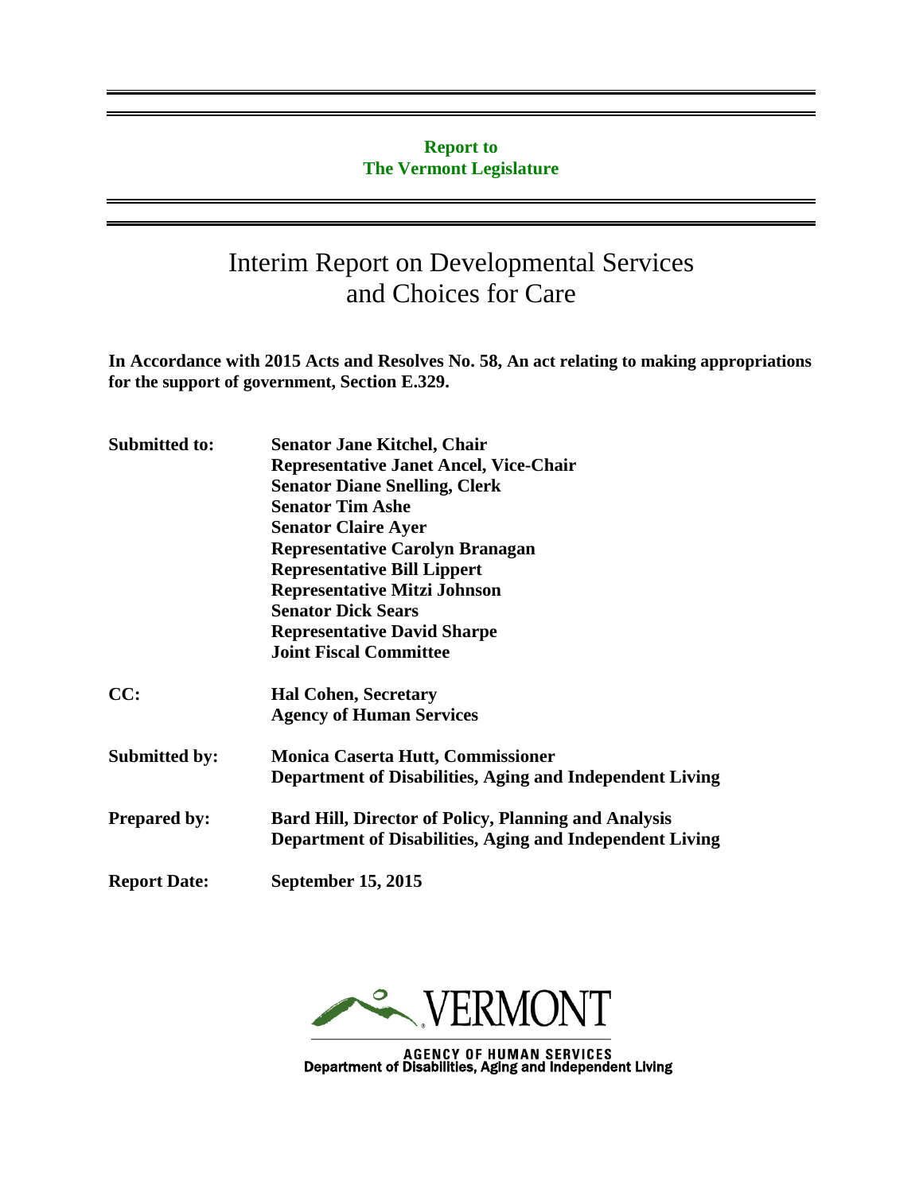**Report to**
**The Vermont Legislature**

# Interim Report on Developmental Services and Choices for Care

**In Accordance with 2015 Acts and Resolves No. 58, An act relating to making appropriations for the support of government, Section E.329.**

| | |
|---|---|
| **Submitted to:** | **Senator Jane Kitchel, Chair**<br>**Representative Janet Ancel, Vice-Chair**<br>**Senator Diane Snelling, Clerk**<br>**Senator Tim Ashe**<br>**Senator Claire Ayer**<br>**Representative Carolyn Branagan**<br>**Representative Bill Lippert**<br>**Representative Mitzi Johnson**<br>**Senator Dick Sears**<br>**Representative David Sharpe**<br>**Joint Fiscal Committee** |
| **CC:** | **Hal Cohen, Secretary**<br>**Agency of Human Services** |
| **Submitted by:** | **Monica Caserta Hutt, Commissioner**<br>**Department of Disabilities, Aging and Independent Living** |
| **Prepared by:** | **Bard Hill, Director of Policy, Planning and Analysis**<br>**Department of Disabilities, Aging and Independent Living** |
| **Report Date:** | **September 15, 2015** |

VERMONT

AGENCY OF HUMAN SERVICES
Department of Disabilities, Aging and Independent Living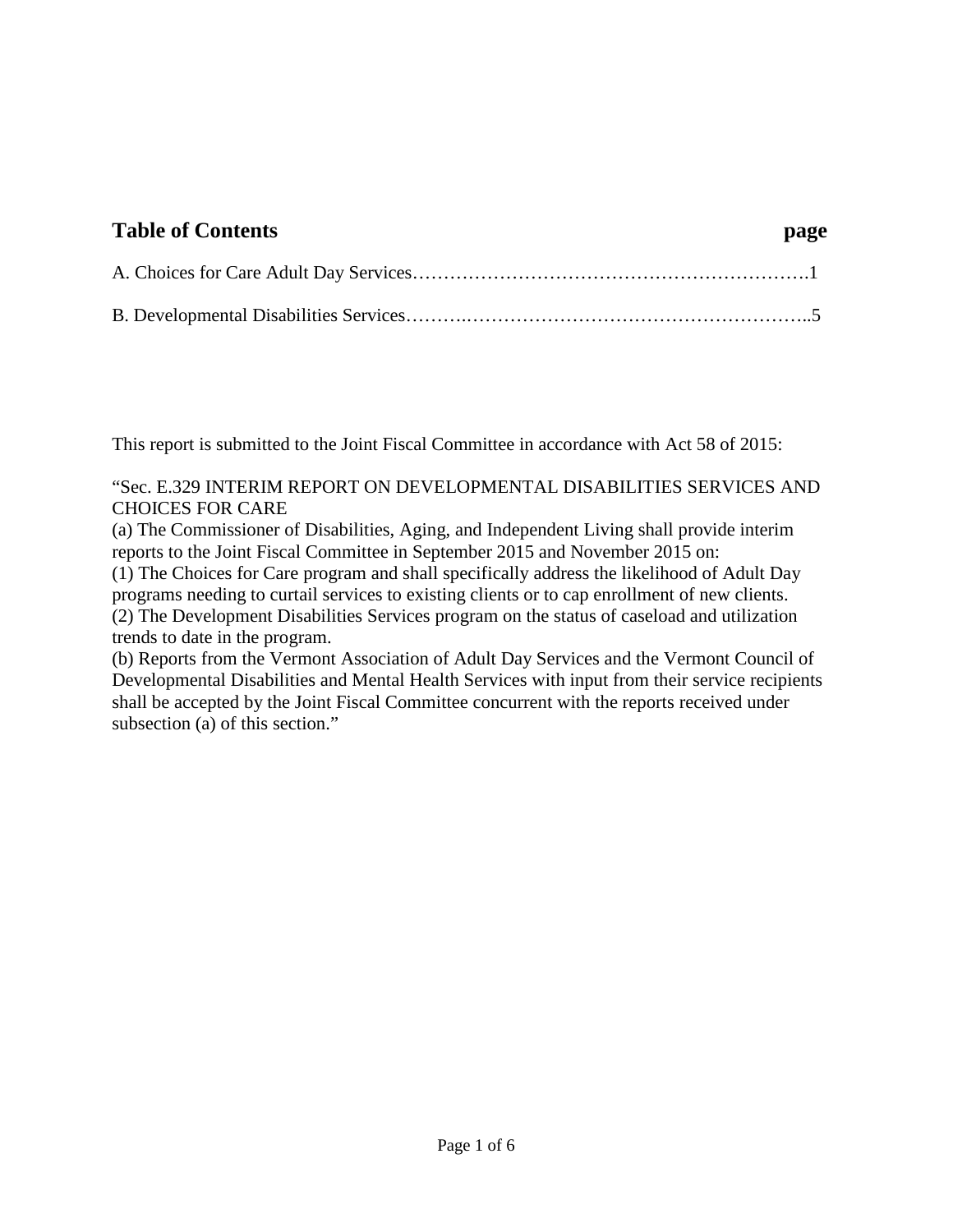## Table of Contents

| | page |
|---|---|
| A. Choices for Care Adult Day Services……………………………………………………….1 | 1 |
| B. Developmental Disabilities Services……….………………………………………………..5 | 5 |

This report is submitted to the Joint Fiscal Committee in accordance with Act 58 of 2015:

"Sec. E.329 INTERIM REPORT ON DEVELOPMENTAL DISABILITIES SERVICES AND CHOICES FOR CARE
(a) The Commissioner of Disabilities, Aging, and Independent Living shall provide interim reports to the Joint Fiscal Committee in September 2015 and November 2015 on:
(1) The Choices for Care program and shall specifically address the likelihood of Adult Day programs needing to curtail services to existing clients or to cap enrollment of new clients.
(2) The Development Disabilities Services program on the status of caseload and utilization trends to date in the program.
(b) Reports from the Vermont Association of Adult Day Services and the Vermont Council of Developmental Disabilities and Mental Health Services with input from their service recipients shall be accepted by the Joint Fiscal Committee concurrent with the reports received under subsection (a) of this section."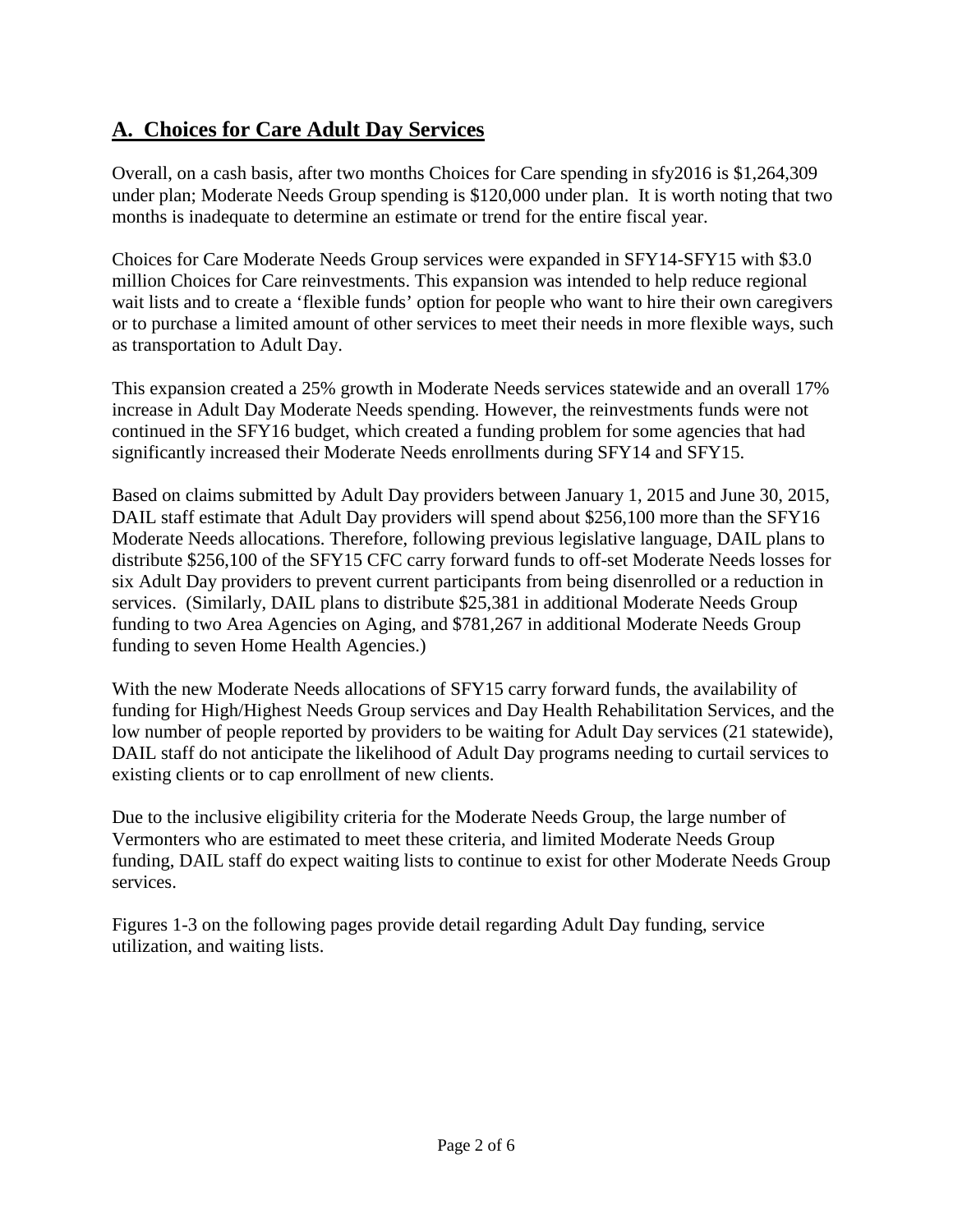## A. Choices for Care Adult Day Services

Overall, on a cash basis, after two months Choices for Care spending in sfy2016 is $1,264,309 under plan; Moderate Needs Group spending is $120,000 under plan. It is worth noting that two months is inadequate to determine an estimate or trend for the entire fiscal year.

Choices for Care Moderate Needs Group services were expanded in SFY14-SFY15 with $3.0 million Choices for Care reinvestments. This expansion was intended to help reduce regional wait lists and to create a 'flexible funds' option for people who want to hire their own caregivers or to purchase a limited amount of other services to meet their needs in more flexible ways, such as transportation to Adult Day.

This expansion created a 25% growth in Moderate Needs services statewide and an overall 17% increase in Adult Day Moderate Needs spending. However, the reinvestments funds were not continued in the SFY16 budget, which created a funding problem for some agencies that had significantly increased their Moderate Needs enrollments during SFY14 and SFY15.

Based on claims submitted by Adult Day providers between January 1, 2015 and June 30, 2015, DAIL staff estimate that Adult Day providers will spend about $256,100 more than the SFY16 Moderate Needs allocations. Therefore, following previous legislative language, DAIL plans to distribute $256,100 of the SFY15 CFC carry forward funds to off-set Moderate Needs losses for six Adult Day providers to prevent current participants from being disenrolled or a reduction in services. (Similarly, DAIL plans to distribute $25,381 in additional Moderate Needs Group funding to two Area Agencies on Aging, and $781,267 in additional Moderate Needs Group funding to seven Home Health Agencies.)

With the new Moderate Needs allocations of SFY15 carry forward funds, the availability of funding for High/Highest Needs Group services and Day Health Rehabilitation Services, and the low number of people reported by providers to be waiting for Adult Day services (21 statewide), DAIL staff do not anticipate the likelihood of Adult Day programs needing to curtail services to existing clients or to cap enrollment of new clients.

Due to the inclusive eligibility criteria for the Moderate Needs Group, the large number of Vermonters who are estimated to meet these criteria, and limited Moderate Needs Group funding, DAIL staff do expect waiting lists to continue to exist for other Moderate Needs Group services.

Figures 1-3 on the following pages provide detail regarding Adult Day funding, service utilization, and waiting lists.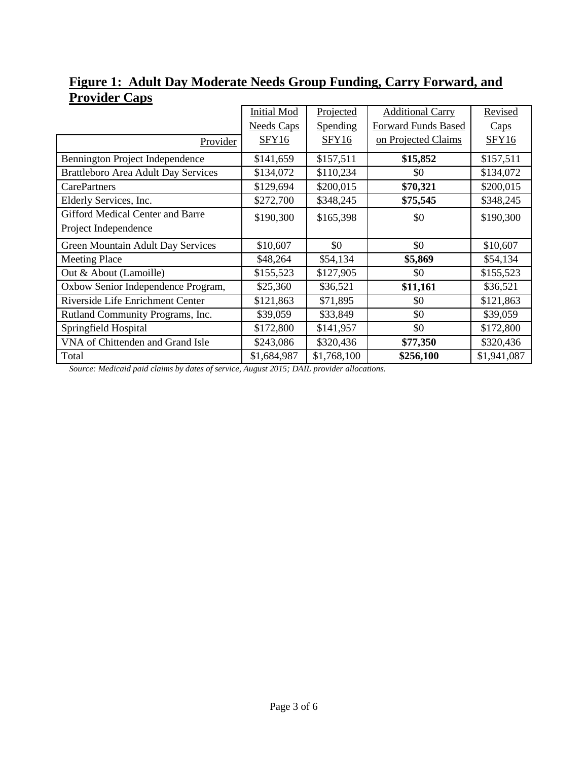## Figure 1: Adult Day Moderate Needs Group Funding, Carry Forward, and Provider Caps

| Provider | Initial Mod Needs Caps SFY16 | Projected Spending SFY16 | Additional Carry Forward Funds Based on Projected Claims | Revised Caps SFY16 |
|---|---|---|---|---|
| Bennington Project Independence | $141,659 | $157,511 | **$15,852** | $157,511 |
| Brattleboro Area Adult Day Services | $134,072 | $110,234 | $0 | $134,072 |
| CarePartners | $129,694 | $200,015 | **$70,321** | $200,015 |
| Elderly Services, Inc. | $272,700 | $348,245 | **$75,545** | $348,245 |
| Gifford Medical Center and Barre Project Independence | $190,300 | $165,398 | $0 | $190,300 |
| Green Mountain Adult Day Services | $10,607 | $0 | $0 | $10,607 |
| Meeting Place | $48,264 | $54,134 | **$5,869** | $54,134 |
| Out & About (Lamoille) | $155,523 | $127,905 | $0 | $155,523 |
| Oxbow Senior Independence Program, | $25,360 | $36,521 | **$11,161** | $36,521 |
| Riverside Life Enrichment Center | $121,863 | $71,895 | $0 | $121,863 |
| Rutland Community Programs, Inc. | $39,059 | $33,849 | $0 | $39,059 |
| Springfield Hospital | $172,800 | $141,957 | $0 | $172,800 |
| VNA of Chittenden and Grand Isle | $243,086 | $320,436 | **$77,350** | $320,436 |
| Total | $1,684,987 | $1,768,100 | **$256,100** | $1,941,087 |

*Source: Medicaid paid claims by dates of service, August 2015; DAIL provider allocations.*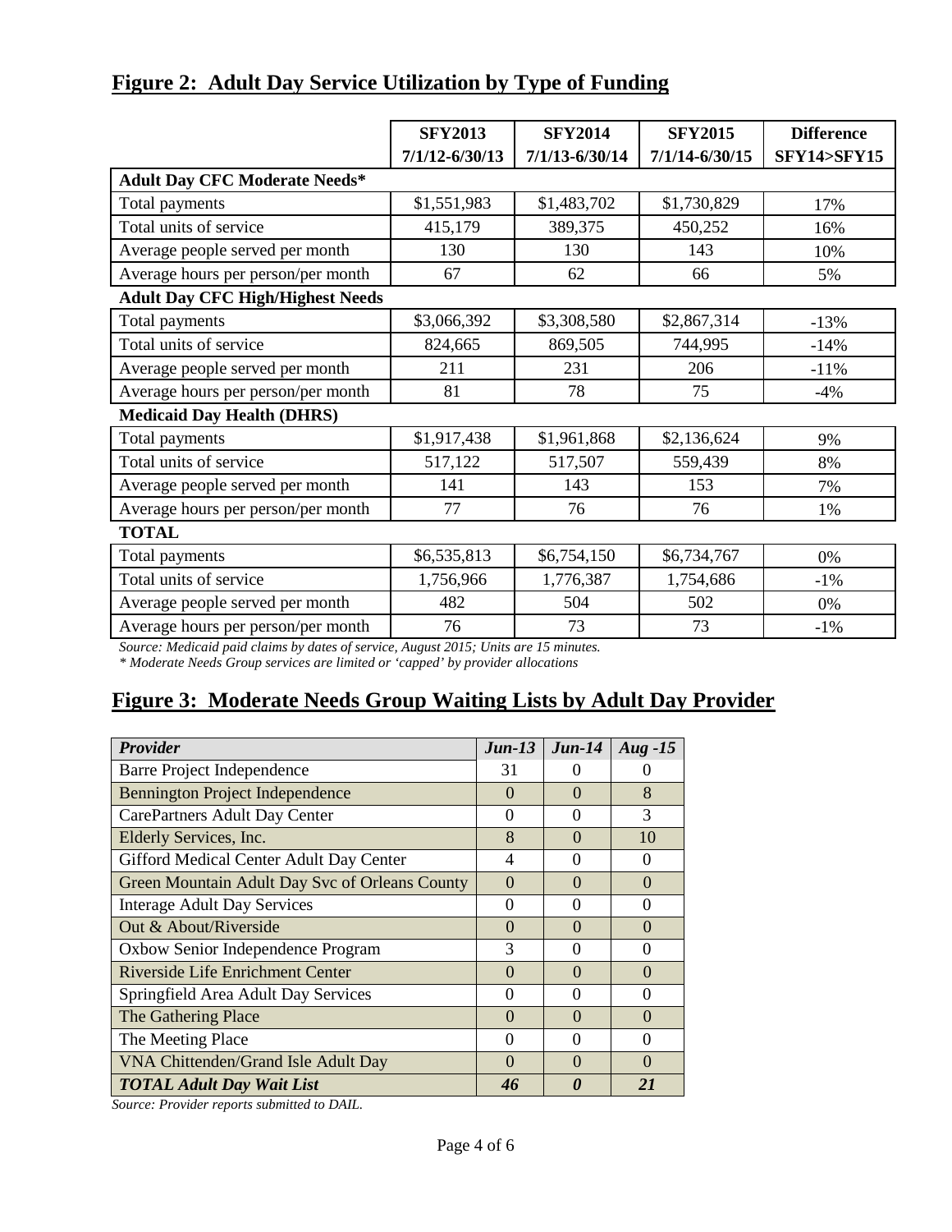## Figure 2: Adult Day Service Utilization by Type of Funding

| | SFY2013 7/1/12-6/30/13 | SFY2014 7/1/13-6/30/14 | SFY2015 7/1/14-6/30/15 | Difference SFY14>SFY15 |
|---|---|---|---|---|
| **Adult Day CFC Moderate Needs*** | | | | |
| Total payments | $1,551,983 | $1,483,702 | $1,730,829 | 17% |
| Total units of service | 415,179 | 389,375 | 450,252 | 16% |
| Average people served per month | 130 | 130 | 143 | 10% |
| Average hours per person/per month | 67 | 62 | 66 | 5% |
| **Adult Day CFC High/Highest Needs** | | | | |
| Total payments | $3,066,392 | $3,308,580 | $2,867,314 | -13% |
| Total units of service | 824,665 | 869,505 | 744,995 | -14% |
| Average people served per month | 211 | 231 | 206 | -11% |
| Average hours per person/per month | 81 | 78 | 75 | -4% |
| **Medicaid Day Health (DHRS)** | | | | |
| Total payments | $1,917,438 | $1,961,868 | $2,136,624 | 9% |
| Total units of service | 517,122 | 517,507 | 559,439 | 8% |
| Average people served per month | 141 | 143 | 153 | 7% |
| Average hours per person/per month | 77 | 76 | 76 | 1% |
| **TOTAL** | | | | |
| Total payments | $6,535,813 | $6,754,150 | $6,734,767 | 0% |
| Total units of service | 1,756,966 | 1,776,387 | 1,754,686 | -1% |
| Average people served per month | 482 | 504 | 502 | 0% |
| Average hours per person/per month | 76 | 73 | 73 | -1% |

*Source: Medicaid paid claims by dates of service, August 2015; Units are 15 minutes.*
*\* Moderate Needs Group services are limited or 'capped' by provider allocations*

## Figure 3: Moderate Needs Group Waiting Lists by Adult Day Provider

| *Provider* | *Jun-13* | *Jun-14* | *Aug -15* |
|---|---|---|---|
| Barre Project Independence | 31 | 0 | 0 |
| Bennington Project Independence | 0 | 0 | 8 |
| CarePartners Adult Day Center | 0 | 0 | 3 |
| Elderly Services, Inc. | 8 | 0 | 10 |
| Gifford Medical Center Adult Day Center | 4 | 0 | 0 |
| Green Mountain Adult Day Svc of Orleans County | 0 | 0 | 0 |
| Interage Adult Day Services | 0 | 0 | 0 |
| Out & About/Riverside | 0 | 0 | 0 |
| Oxbow Senior Independence Program | 3 | 0 | 0 |
| Riverside Life Enrichment Center | 0 | 0 | 0 |
| Springfield Area Adult Day Services | 0 | 0 | 0 |
| The Gathering Place | 0 | 0 | 0 |
| The Meeting Place | 0 | 0 | 0 |
| VNA Chittenden/Grand Isle Adult Day | 0 | 0 | 0 |
| ***TOTAL Adult Day Wait List*** | ***46*** | ***0*** | ***21*** |

*Source: Provider reports submitted to DAIL.*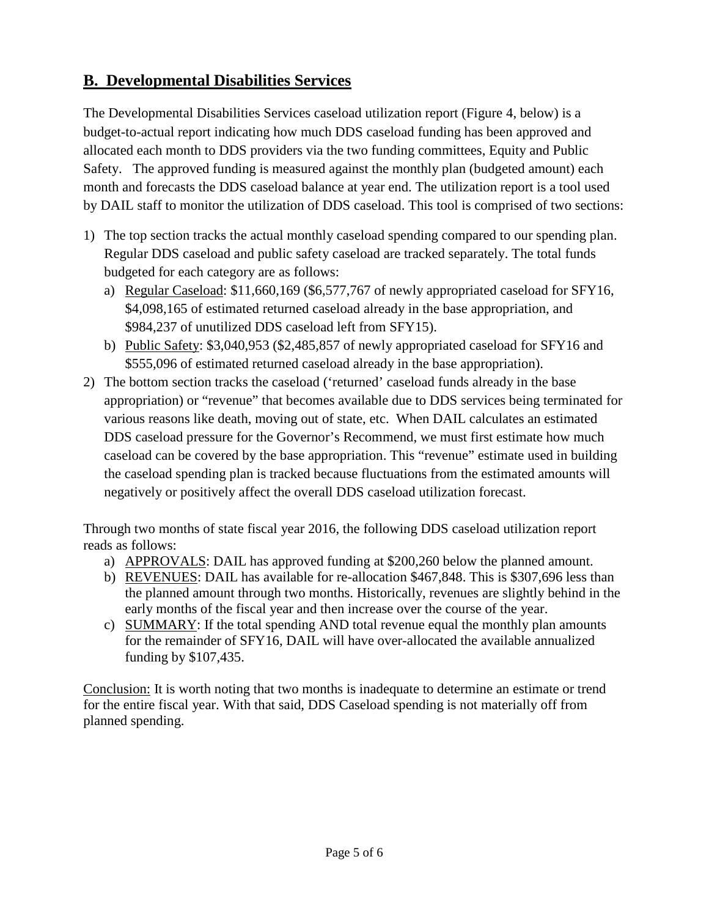## B. Developmental Disabilities Services

The Developmental Disabilities Services caseload utilization report (Figure 4, below) is a budget-to-actual report indicating how much DDS caseload funding has been approved and allocated each month to DDS providers via the two funding committees, Equity and Public Safety. The approved funding is measured against the monthly plan (budgeted amount) each month and forecasts the DDS caseload balance at year end. The utilization report is a tool used by DAIL staff to monitor the utilization of DDS caseload. This tool is comprised of two sections:

1) The top section tracks the actual monthly caseload spending compared to our spending plan. Regular DDS caseload and public safety caseload are tracked separately. The total funds budgeted for each category are as follows:
   a) Regular Caseload: $11,660,169 ($6,577,767 of newly appropriated caseload for SFY16, $4,098,165 of estimated returned caseload already in the base appropriation, and $984,237 of unutilized DDS caseload left from SFY15).
   b) Public Safety: $3,040,953 ($2,485,857 of newly appropriated caseload for SFY16 and $555,096 of estimated returned caseload already in the base appropriation).
2) The bottom section tracks the caseload ('returned' caseload funds already in the base appropriation) or "revenue" that becomes available due to DDS services being terminated for various reasons like death, moving out of state, etc. When DAIL calculates an estimated DDS caseload pressure for the Governor's Recommend, we must first estimate how much caseload can be covered by the base appropriation. This "revenue" estimate used in building the caseload spending plan is tracked because fluctuations from the estimated amounts will negatively or positively affect the overall DDS caseload utilization forecast.

Through two months of state fiscal year 2016, the following DDS caseload utilization report reads as follows:

a) APPROVALS: DAIL has approved funding at $200,260 below the planned amount.
b) REVENUES: DAIL has available for re-allocation $467,848. This is $307,696 less than the planned amount through two months. Historically, revenues are slightly behind in the early months of the fiscal year and then increase over the course of the year.
c) SUMMARY: If the total spending AND total revenue equal the monthly plan amounts for the remainder of SFY16, DAIL will have over-allocated the available annualized funding by $107,435.

Conclusion: It is worth noting that two months is inadequate to determine an estimate or trend for the entire fiscal year. With that said, DDS Caseload spending is not materially off from planned spending.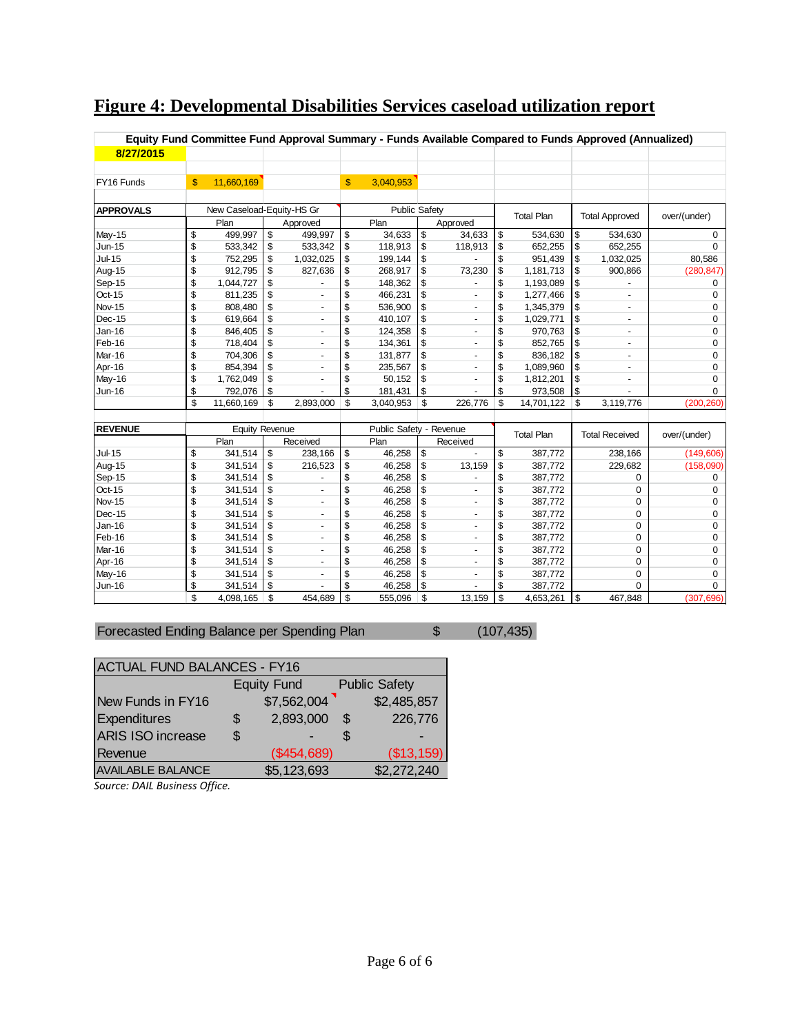# Figure 4: Developmental Disabilities Services caseload utilization report

**Equity Fund Committee Fund Approval Summary - Funds Available Compared to Funds Approved (Annualized)**

**8/27/2015**

| | New Caseload-Equity-HS Gr | | Public Safety | | | | |
|---|---|---|---|---|---|---|---|
| FY16 Funds | $ 11,660,169 | | $ 3,040,953 | | | | |

| APPROVALS | New Caseload-Equity-HS Gr | | Public Safety | | Total Plan | Total Approved | over/(under) |
|---|---|---|---|---|---|---|---|
| | Plan | Approved | Plan | Approved | | | |
| May-15 | $ 499,997 | $ 499,997 | $ 34,633 | $ 34,633 | $ 534,630 | $ 534,630 | 0 |
| Jun-15 | $ 533,342 | $ 533,342 | $ 118,913 | $ 118,913 | $ 652,255 | $ 652,255 | 0 |
| Jul-15 | $ 752,295 | $ 1,032,025 | $ 199,144 | $ - | $ 951,439 | $ 1,032,025 | 80,586 |
| Aug-15 | $ 912,795 | $ 827,636 | $ 268,917 | $ 73,230 | $ 1,181,713 | $ 900,866 | (280,847) |
| Sep-15 | $ 1,044,727 | $ - | $ 148,362 | $ - | $ 1,193,089 | $ - | 0 |
| Oct-15 | $ 811,235 | $ - | $ 466,231 | $ - | $ 1,277,466 | $ - | 0 |
| Nov-15 | $ 808,480 | $ - | $ 536,900 | $ - | $ 1,345,379 | $ - | 0 |
| Dec-15 | $ 619,664 | $ - | $ 410,107 | $ - | $ 1,029,771 | $ - | 0 |
| Jan-16 | $ 846,405 | $ - | $ 124,358 | $ - | $ 970,763 | $ - | 0 |
| Feb-16 | $ 718,404 | $ - | $ 134,361 | $ - | $ 852,765 | $ - | 0 |
| Mar-16 | $ 704,306 | $ - | $ 131,877 | $ - | $ 836,182 | $ - | 0 |
| Apr-16 | $ 854,394 | $ - | $ 235,567 | $ - | $ 1,089,960 | $ - | 0 |
| May-16 | $ 1,762,049 | $ - | $ 50,152 | $ - | $ 1,812,201 | $ - | 0 |
| Jun-16 | $ 792,076 | $ - | $ 181,431 | $ - | $ 973,508 | $ - | 0 |
| | $ 11,660,169 | $ 2,893,000 | $ 3,040,953 | $ 226,776 | $ 14,701,122 | $ 3,119,776 | (200,260) |

| REVENUE | Equity Revenue | | Public Safety - Revenue | | Total Plan | Total Received | over/(under) |
|---|---|---|---|---|---|---|---|
| | Plan | Received | Plan | Received | | | |
| Jul-15 | $ 341,514 | $ 238,166 | $ 46,258 | $ - | $ 387,772 | 238,166 | (149,606) |
| Aug-15 | $ 341,514 | $ 216,523 | $ 46,258 | $ 13,159 | $ 387,772 | 229,682 | (158,090) |
| Sep-15 | $ 341,514 | $ - | $ 46,258 | $ - | $ 387,772 | 0 | 0 |
| Oct-15 | $ 341,514 | $ - | $ 46,258 | $ - | $ 387,772 | 0 | 0 |
| Nov-15 | $ 341,514 | $ - | $ 46,258 | $ - | $ 387,772 | 0 | 0 |
| Dec-15 | $ 341,514 | $ - | $ 46,258 | $ - | $ 387,772 | 0 | 0 |
| Jan-16 | $ 341,514 | $ - | $ 46,258 | $ - | $ 387,772 | 0 | 0 |
| Feb-16 | $ 341,514 | $ - | $ 46,258 | $ - | $ 387,772 | 0 | 0 |
| Mar-16 | $ 341,514 | $ - | $ 46,258 | $ - | $ 387,772 | 0 | 0 |
| Apr-16 | $ 341,514 | $ - | $ 46,258 | $ - | $ 387,772 | 0 | 0 |
| May-16 | $ 341,514 | $ - | $ 46,258 | $ - | $ 387,772 | 0 | 0 |
| Jun-16 | $ 341,514 | $ - | $ 46,258 | $ - | $ 387,772 | 0 | 0 |
| | $ 4,098,165 | $ 454,689 | $ 555,096 | $ 13,159 | $ 4,653,261 | $ 467,848 | (307,696) |

Forecasted Ending Balance per Spending Plan $ (107,435)

| ACTUAL FUND BALANCES - FY16 | | | | |
|---|---|---|---|---|
| | Equity Fund | | Public Safety | |
| New Funds in FY16 | | $7,562,004 | | $2,485,857 |
| Expenditures | $ | 2,893,000 | $ | 226,776 |
| ARIS ISO increase | $ | - | $ | - |
| Revenue | | ($454,689) | | ($13,159) |
| AVAILABLE BALANCE | | $5,123,693 | | $2,272,240 |

*Source: DAIL Business Office.*